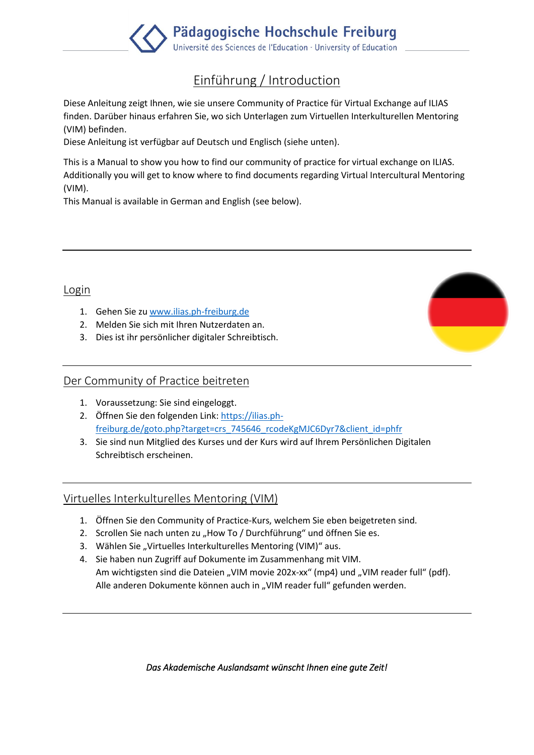# Einführung / Introduction

Diese Anleitung zeigt Ihnen, wie sie unsere Community of Practice für Virtual Exchange auf ILIAS finden. Darüber hinaus erfahren Sie, wo sich Unterlagen zum Virtuellen Interkulturellen Mentoring (VIM) befinden.
Diese Anleitung ist verfügbar auf Deutsch und Englisch (siehe unten).

This is a Manual to show you how to find our community of practice for virtual exchange on ILIAS. Additionally you will get to know where to find documents regarding Virtual Intercultural Mentoring (VIM).
This Manual is available in German and English (see below).

---

## Login

1. Gehen Sie zu [www.ilias.ph-freiburg.de](www.ilias.ph-freiburg.de)
2. Melden Sie sich mit Ihren Nutzerdaten an.
3. Dies ist ihr persönlicher digitaler Schreibtisch.

---

## Der Community of Practice beitreten

1. Voraussetzung: Sie sind eingeloggt.
2. Öffnen Sie den folgenden Link: [https://ilias.ph-freiburg.de/goto.php?target=crs_745646_rcodeKgMJC6Dyr7&client_id=phfr](https://ilias.ph-freiburg.de/goto.php?target=crs_745646_rcodeKgMJC6Dyr7&client_id=phfr)
3. Sie sind nun Mitglied des Kurses und der Kurs wird auf Ihrem Persönlichen Digitalen Schreibtisch erscheinen.

---

## Virtuelles Interkulturelles Mentoring (VIM)

1. Öffnen Sie den Community of Practice-Kurs, welchem Sie eben beigetreten sind.
2. Scrollen Sie nach unten zu „How To / Durchführung" und öffnen Sie es.
3. Wählen Sie „Virtuelles Interkulturelles Mentoring (VIM)" aus.
4. Sie haben nun Zugriff auf Dokumente im Zusammenhang mit VIM.
   Am wichtigsten sind die Dateien „VIM movie 202x-xx" (mp4) und „VIM reader full" (pdf).
   Alle anderen Dokumente können auch in „VIM reader full" gefunden werden.

---

*Das Akademische Auslandsamt wünscht Ihnen eine gute Zeit!*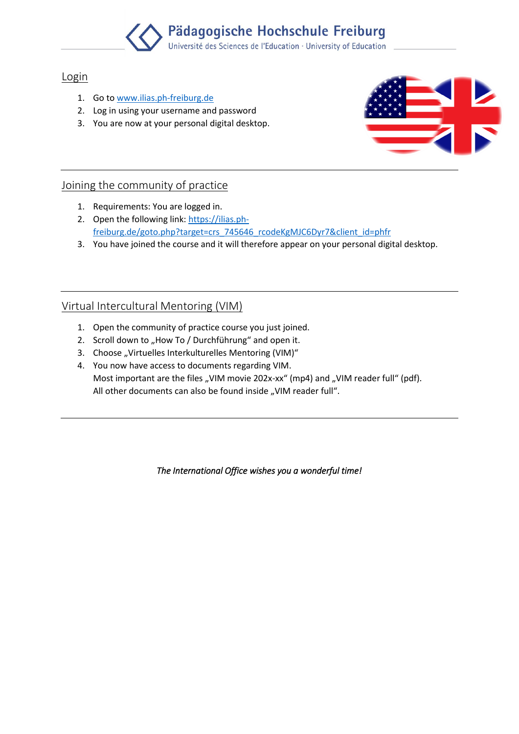Pädagogische Hochschule Freiburg
Université des Sciences de l'Education · University of Education

## Login

1. Go to www.ilias.ph-freiburg.de
2. Log in using your username and password
3. You are now at your personal digital desktop.

## Joining the community of practice

1. Requirements: You are logged in.
2. Open the following link: https://ilias.ph-freiburg.de/goto.php?target=crs_745646_rcodeKgMJC6Dyr7&client_id=phfr
3. You have joined the course and it will therefore appear on your personal digital desktop.

## Virtual Intercultural Mentoring (VIM)

1. Open the community of practice course you just joined.
2. Scroll down to „How To / Durchführung" and open it.
3. Choose „Virtuelles Interkulturelles Mentoring (VIM)"
4. You now have access to documents regarding VIM.
   Most important are the files „VIM movie 202x-xx" (mp4) and „VIM reader full" (pdf).
   All other documents can also be found inside „VIM reader full".

*The International Office wishes you a wonderful time!*